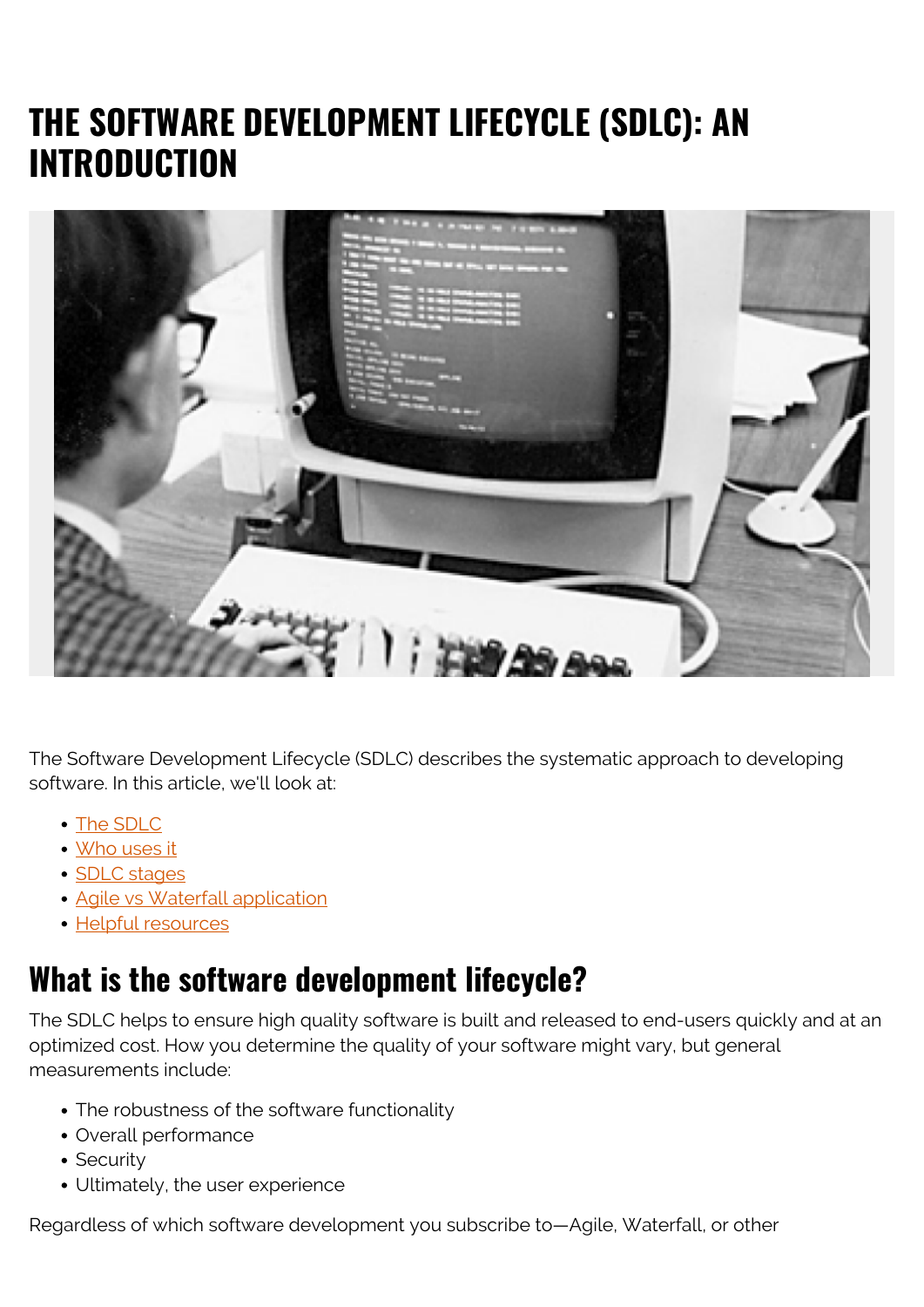# THE SOFTWARE DEVELOPMENT LIFECYCLE (SDLC): AN INTRODUCTION

The Software Development Lifecycle (SDLC) describes the systematic approach to developing software. In this article, we'll look at:

- The SDLC
- Who uses it
- SDLC stages
- Agile vs Waterfall application
- Helpful resources

## What is the software development lifecycle?

The SDLC helps to ensure high quality software is built and released to end-users quickly and at an optimized cost. How you determine the quality of your software might vary, but general measurements include:

- The robustness of the software functionality
- Overall performance
- Security
- Ultimately, the user experience

Regardless of which software development you subscribe to—Agile, Waterfall, or other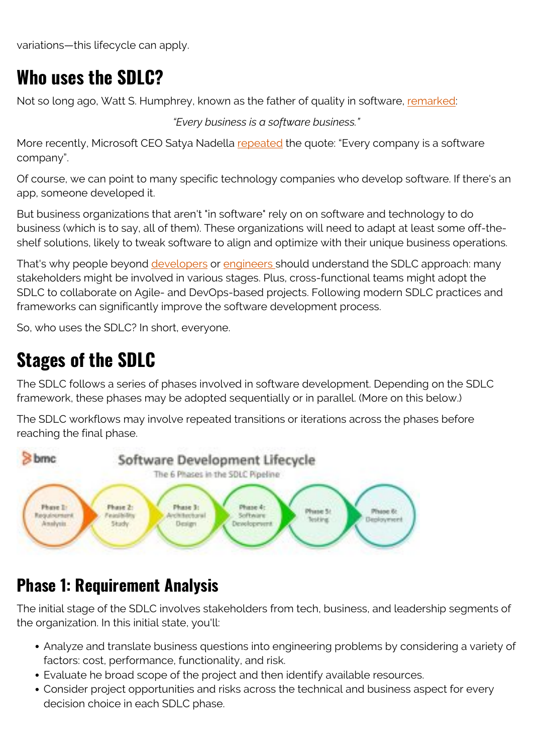variations—this lifecycle can apply.

# Who uses the SDLC?

Not so long ago, Watt S. Humphrey, known as the father of quality in software, remarked:

*"Every business is a software business."*

More recently, Microsoft CEO Satya Nadella repeated the quote: "Every company is a software company".

Of course, we can point to many specific technology companies who develop software. If there's an app, someone developed it.

But business organizations that aren't "in software" rely on on software and technology to do business (which is to say, all of them). These organizations will need to adapt at least some off-the-shelf solutions, likely to tweak software to align and optimize with their unique business operations.

That's why people beyond developers or engineers should understand the SDLC approach: many stakeholders might be involved in various stages. Plus, cross-functional teams might adopt the SDLC to collaborate on Agile- and DevOps-based projects. Following modern SDLC practices and frameworks can significantly improve the software development process.

So, who uses the SDLC? In short, everyone.

# Stages of the SDLC

The SDLC follows a series of phases involved in software development. Depending on the SDLC framework, these phases may be adopted sequentially or in parallel. (More on this below.)

The SDLC workflows may involve repeated transitions or iterations across the phases before reaching the final phase.

bmc

Software Development Lifecycle

The 6 Phases in the SDLC Pipeline

Phase 1: Requirement Analysis | Phase 2: Feasibility Study | Phase 3: Architectural Design | Phase 4: Software Development | Phase 5: Testing | Phase 6: Deployment

## Phase 1: Requirement Analysis

The initial stage of the SDLC involves stakeholders from tech, business, and leadership segments of the organization. In this initial state, you'll:

- Analyze and translate business questions into engineering problems by considering a variety of factors: cost, performance, functionality, and risk.
- Evaluate he broad scope of the project and then identify available resources.
- Consider project opportunities and risks across the technical and business aspect for every decision choice in each SDLC phase.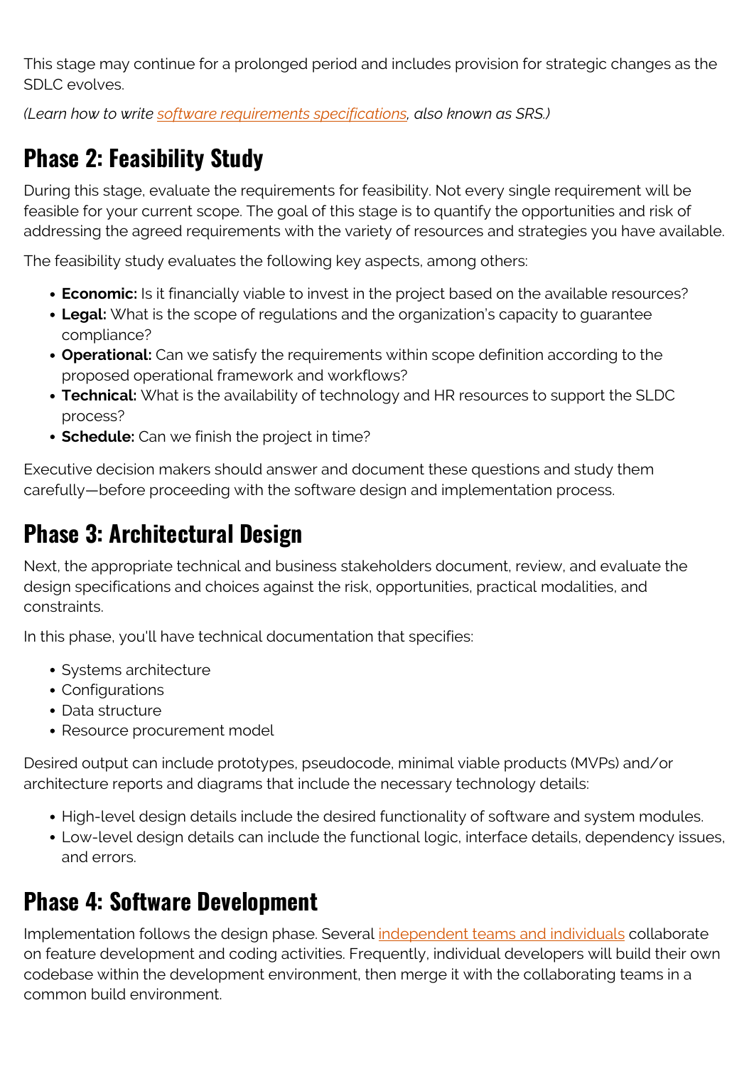This stage may continue for a prolonged period and includes provision for strategic changes as the SDLC evolves.

*(Learn how to write [software requirements specifications](), also known as SRS.)*

## Phase 2: Feasibility Study

During this stage, evaluate the requirements for feasibility. Not every single requirement will be feasible for your current scope. The goal of this stage is to quantify the opportunities and risk of addressing the agreed requirements with the variety of resources and strategies you have available.

The feasibility study evaluates the following key aspects, among others:

- **Economic:** Is it financially viable to invest in the project based on the available resources?
- **Legal:** What is the scope of regulations and the organization's capacity to guarantee compliance?
- **Operational:** Can we satisfy the requirements within scope definition according to the proposed operational framework and workflows?
- **Technical:** What is the availability of technology and HR resources to support the SLDC process?
- **Schedule:** Can we finish the project in time?

Executive decision makers should answer and document these questions and study them carefully—before proceeding with the software design and implementation process.

## Phase 3: Architectural Design

Next, the appropriate technical and business stakeholders document, review, and evaluate the design specifications and choices against the risk, opportunities, practical modalities, and constraints.

In this phase, you'll have technical documentation that specifies:

- Systems architecture
- Configurations
- Data structure
- Resource procurement model

Desired output can include prototypes, pseudocode, minimal viable products (MVPs) and/or architecture reports and diagrams that include the necessary technology details:

- High-level design details include the desired functionality of software and system modules.
- Low-level design details can include the functional logic, interface details, dependency issues, and errors.

## Phase 4: Software Development

Implementation follows the design phase. Several [independent teams and individuals]() collaborate on feature development and coding activities. Frequently, individual developers will build their own codebase within the development environment, then merge it with the collaborating teams in a common build environment.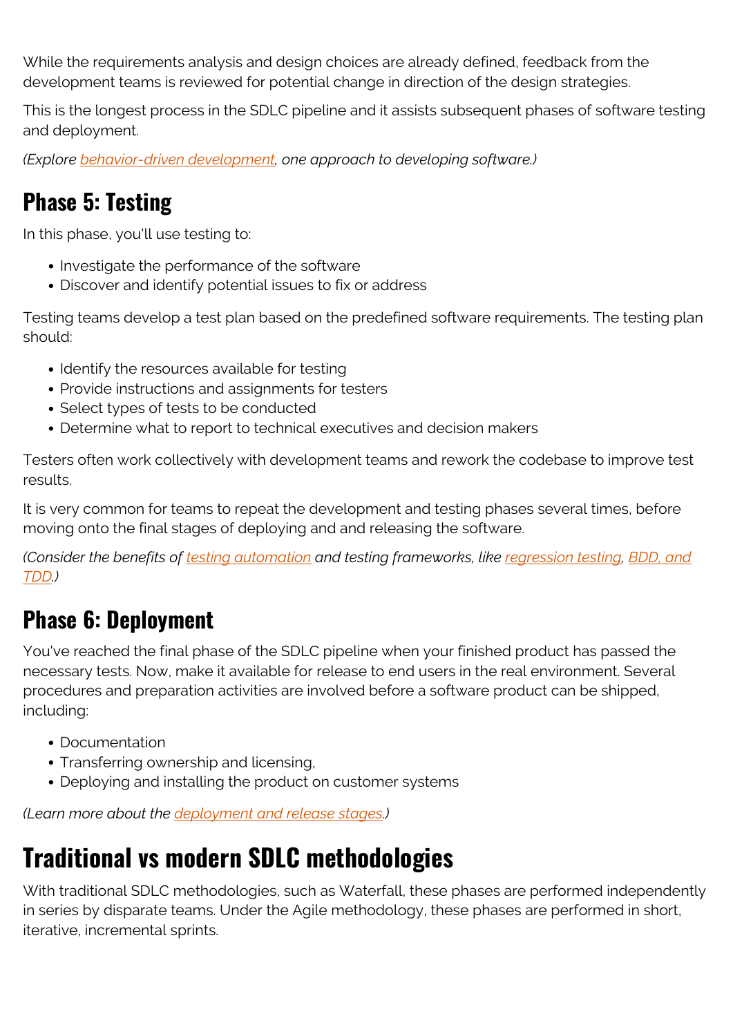While the requirements analysis and design choices are already defined, feedback from the development teams is reviewed for potential change in direction of the design strategies.

This is the longest process in the SDLC pipeline and it assists subsequent phases of software testing and deployment.

*(Explore [behavior-driven development](), one approach to developing software.)*

## Phase 5: Testing

In this phase, you'll use testing to:

- Investigate the performance of the software
- Discover and identify potential issues to fix or address

Testing teams develop a test plan based on the predefined software requirements. The testing plan should:

- Identify the resources available for testing
- Provide instructions and assignments for testers
- Select types of tests to be conducted
- Determine what to report to technical executives and decision makers

Testers often work collectively with development teams and rework the codebase to improve test results.

It is very common for teams to repeat the development and testing phases several times, before moving onto the final stages of deploying and and releasing the software.

*(Consider the benefits of [testing automation]() and testing frameworks, like [regression testing](), [BDD, and TDD]().)*

## Phase 6: Deployment

You've reached the final phase of the SDLC pipeline when your finished product has passed the necessary tests. Now, make it available for release to end users in the real environment. Several procedures and preparation activities are involved before a software product can be shipped, including:

- Documentation
- Transferring ownership and licensing,
- Deploying and installing the product on customer systems

*(Learn more about the [deployment and release stages]().)*

# Traditional vs modern SDLC methodologies

With traditional SDLC methodologies, such as Waterfall, these phases are performed independently in series by disparate teams. Under the Agile methodology, these phases are performed in short, iterative, incremental sprints.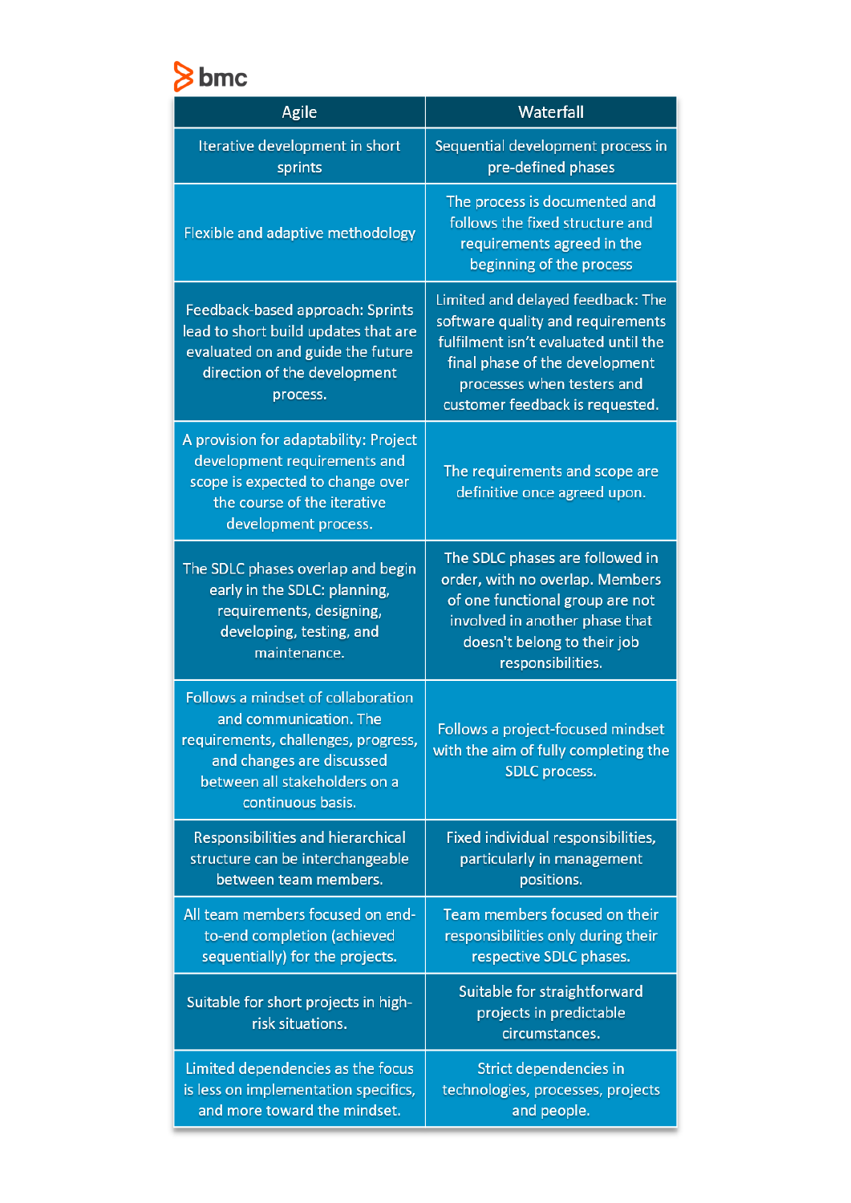| Agile | Waterfall |
|---|---|
| Iterative development in short sprints | Sequential development process in pre-defined phases |
| Flexible and adaptive methodology | The process is documented and follows the fixed structure and requirements agreed in the beginning of the process |
| Feedback-based approach: Sprints lead to short build updates that are evaluated on and guide the future direction of the development process. | Limited and delayed feedback: The software quality and requirements fulfilment isn't evaluated until the final phase of the development processes when testers and customer feedback is requested. |
| A provision for adaptability: Project development requirements and scope is expected to change over the course of the iterative development process. | The requirements and scope are definitive once agreed upon. |
| The SDLC phases overlap and begin early in the SDLC: planning, requirements, designing, developing, testing, and maintenance. | The SDLC phases are followed in order, with no overlap. Members of one functional group are not involved in another phase that doesn't belong to their job responsibilities. |
| Follows a mindset of collaboration and communication. The requirements, challenges, progress, and changes are discussed between all stakeholders on a continuous basis. | Follows a project-focused mindset with the aim of fully completing the SDLC process. |
| Responsibilities and hierarchical structure can be interchangeable between team members. | Fixed individual responsibilities, particularly in management positions. |
| All team members focused on end-to-end completion (achieved sequentially) for the projects. | Team members focused on their responsibilities only during their respective SDLC phases. |
| Suitable for short projects in high-risk situations. | Suitable for straightforward projects in predictable circumstances. |
| Limited dependencies as the focus is less on implementation specifics, and more toward the mindset. | Strict dependencies in technologies, processes, projects and people. |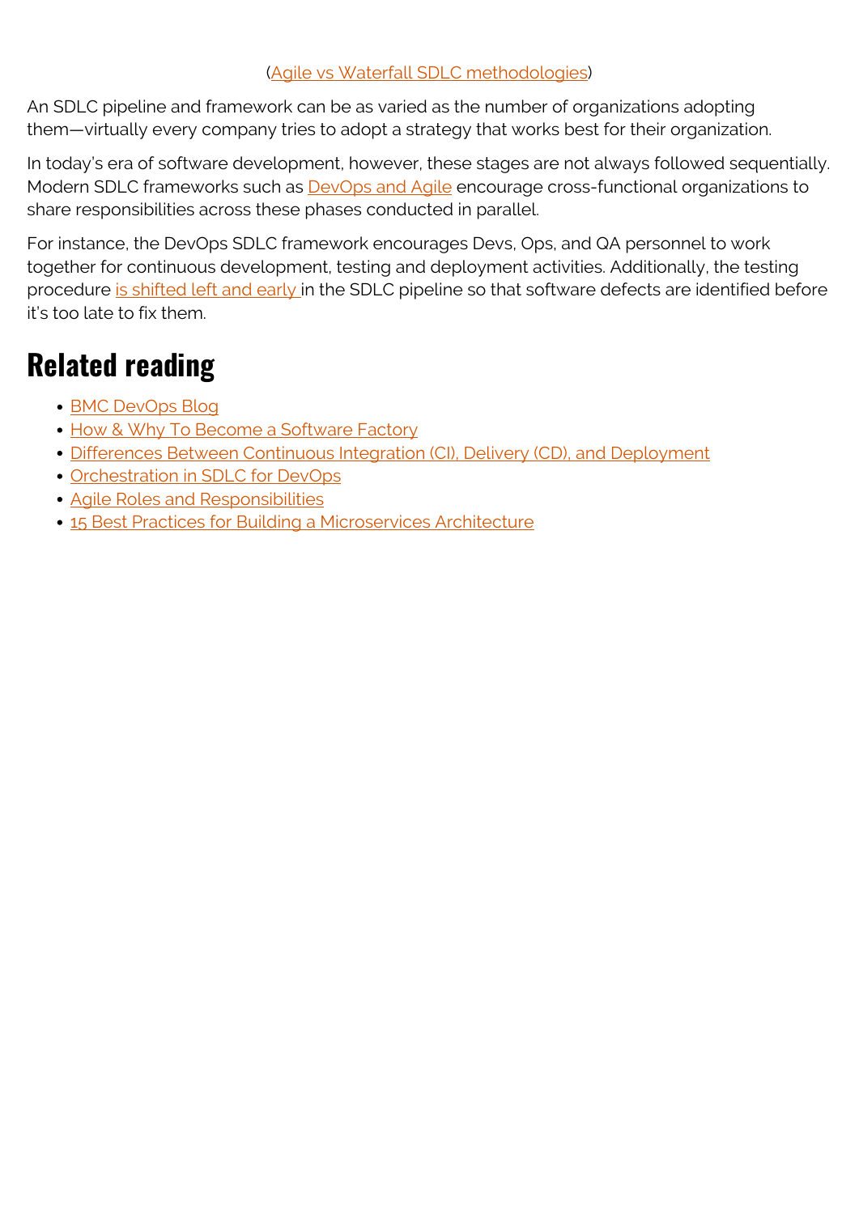(Agile vs Waterfall SDLC methodologies)

An SDLC pipeline and framework can be as varied as the number of organizations adopting them—virtually every company tries to adopt a strategy that works best for their organization.

In today's era of software development, however, these stages are not always followed sequentially. Modern SDLC frameworks such as DevOps and Agile encourage cross-functional organizations to share responsibilities across these phases conducted in parallel.

For instance, the DevOps SDLC framework encourages Devs, Ops, and QA personnel to work together for continuous development, testing and deployment activities. Additionally, the testing procedure is shifted left and early in the SDLC pipeline so that software defects are identified before it's too late to fix them.

## Related reading

- BMC DevOps Blog
- How & Why To Become a Software Factory
- Differences Between Continuous Integration (CI), Delivery (CD), and Deployment
- Orchestration in SDLC for DevOps
- Agile Roles and Responsibilities
- 15 Best Practices for Building a Microservices Architecture